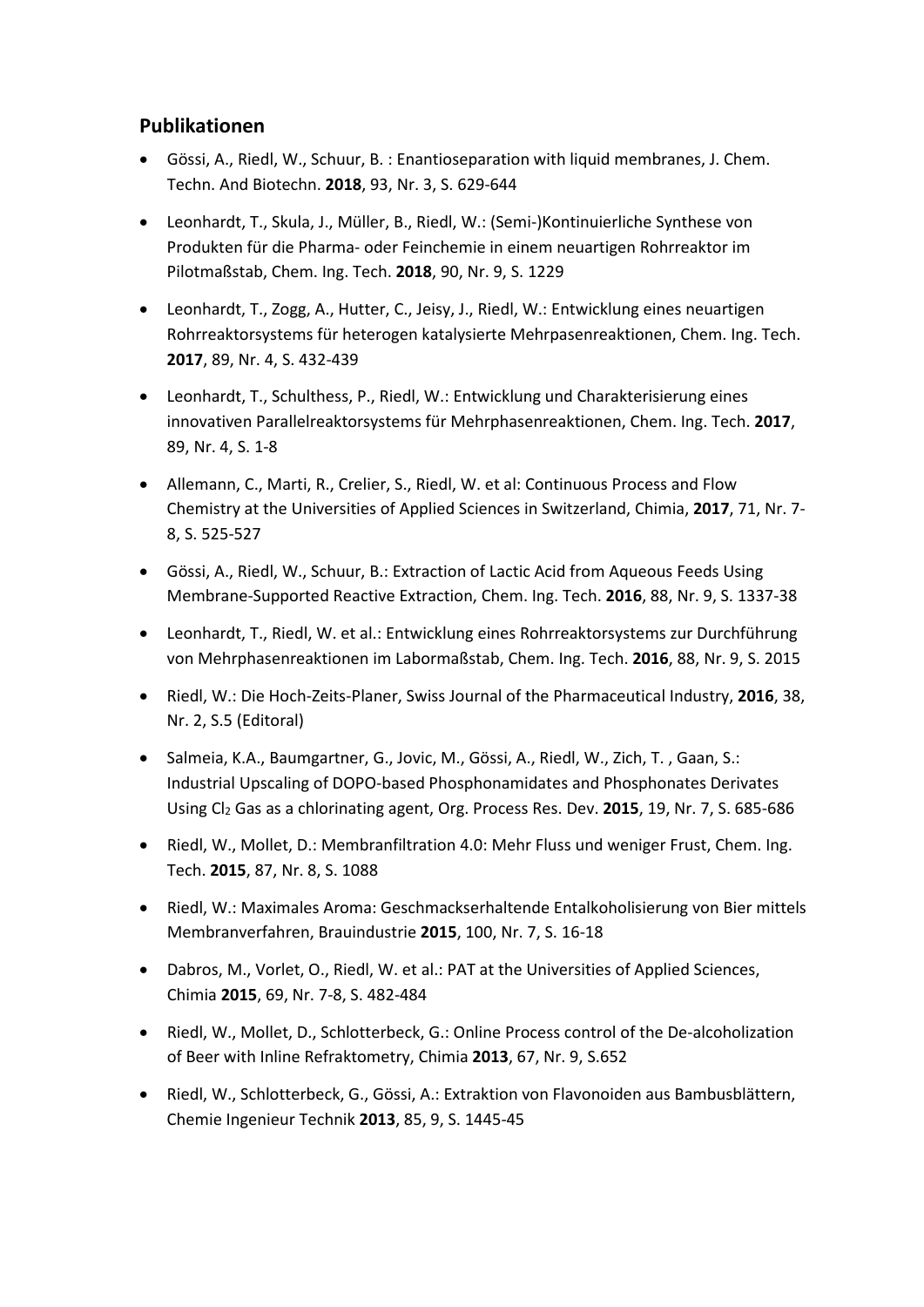## Publikationen

- Gössi, A., Riedl, W., Schuur, B. : Enantioseparation with liquid membranes, J. Chem. Techn. And Biotechn. **2018**, 93, Nr. 3, S. 629-644
- Leonhardt, T., Skula, J., Müller, B., Riedl, W.: (Semi-)Kontinuierliche Synthese von Produkten für die Pharma- oder Feinchemie in einem neuartigen Rohrreaktor im Pilotmaßstab, Chem. Ing. Tech. **2018**, 90, Nr. 9, S. 1229
- Leonhardt, T., Zogg, A., Hutter, C., Jeisy, J., Riedl, W.: Entwicklung eines neuartigen Rohrreaktorsystems für heterogen katalysierte Mehrpasenreaktionen, Chem. Ing. Tech. **2017**, 89, Nr. 4, S. 432-439
- Leonhardt, T., Schulthess, P., Riedl, W.: Entwicklung und Charakterisierung eines innovativen Parallelreaktorsystems für Mehrphasenreaktionen, Chem. Ing. Tech. **2017**, 89, Nr. 4, S. 1-8
- Allemann, C., Marti, R., Crelier, S., Riedl, W. et al: Continuous Process and Flow Chemistry at the Universities of Applied Sciences in Switzerland, Chimia, **2017**, 71, Nr. 7-8, S. 525-527
- Gössi, A., Riedl, W., Schuur, B.: Extraction of Lactic Acid from Aqueous Feeds Using Membrane-Supported Reactive Extraction, Chem. Ing. Tech. **2016**, 88, Nr. 9, S. 1337-38
- Leonhardt, T., Riedl, W. et al.: Entwicklung eines Rohrreaktorsystems zur Durchführung von Mehrphasenreaktionen im Labormaßstab, Chem. Ing. Tech. **2016**, 88, Nr. 9, S. 2015
- Riedl, W.: Die Hoch-Zeits-Planer, Swiss Journal of the Pharmaceutical Industry, **2016**, 38, Nr. 2, S.5 (Editoral)
- Salmeia, K.A., Baumgartner, G., Jovic, M., Gössi, A., Riedl, W., Zich, T. , Gaan, S.: Industrial Upscaling of DOPO-based Phosphonamidates and Phosphonates Derivates Using $Cl_2$ Gas as a chlorinating agent, Org. Process Res. Dev. **2015**, 19, Nr. 7, S. 685-686
- Riedl, W., Mollet, D.: Membranfiltration 4.0: Mehr Fluss und weniger Frust, Chem. Ing. Tech. **2015**, 87, Nr. 8, S. 1088
- Riedl, W.: Maximales Aroma: Geschmackserhaltende Entalkoholisierung von Bier mittels Membranverfahren, Brauindustrie **2015**, 100, Nr. 7, S. 16-18
- Dabros, M., Vorlet, O., Riedl, W. et al.: PAT at the Universities of Applied Sciences, Chimia **2015**, 69, Nr. 7-8, S. 482-484
- Riedl, W., Mollet, D., Schlotterbeck, G.: Online Process control of the De-alcoholization of Beer with Inline Refraktometry, Chimia **2013**, 67, Nr. 9, S.652
- Riedl, W., Schlotterbeck, G., Gössi, A.: Extraktion von Flavonoiden aus Bambusblättern, Chemie Ingenieur Technik **2013**, 85, 9, S. 1445-45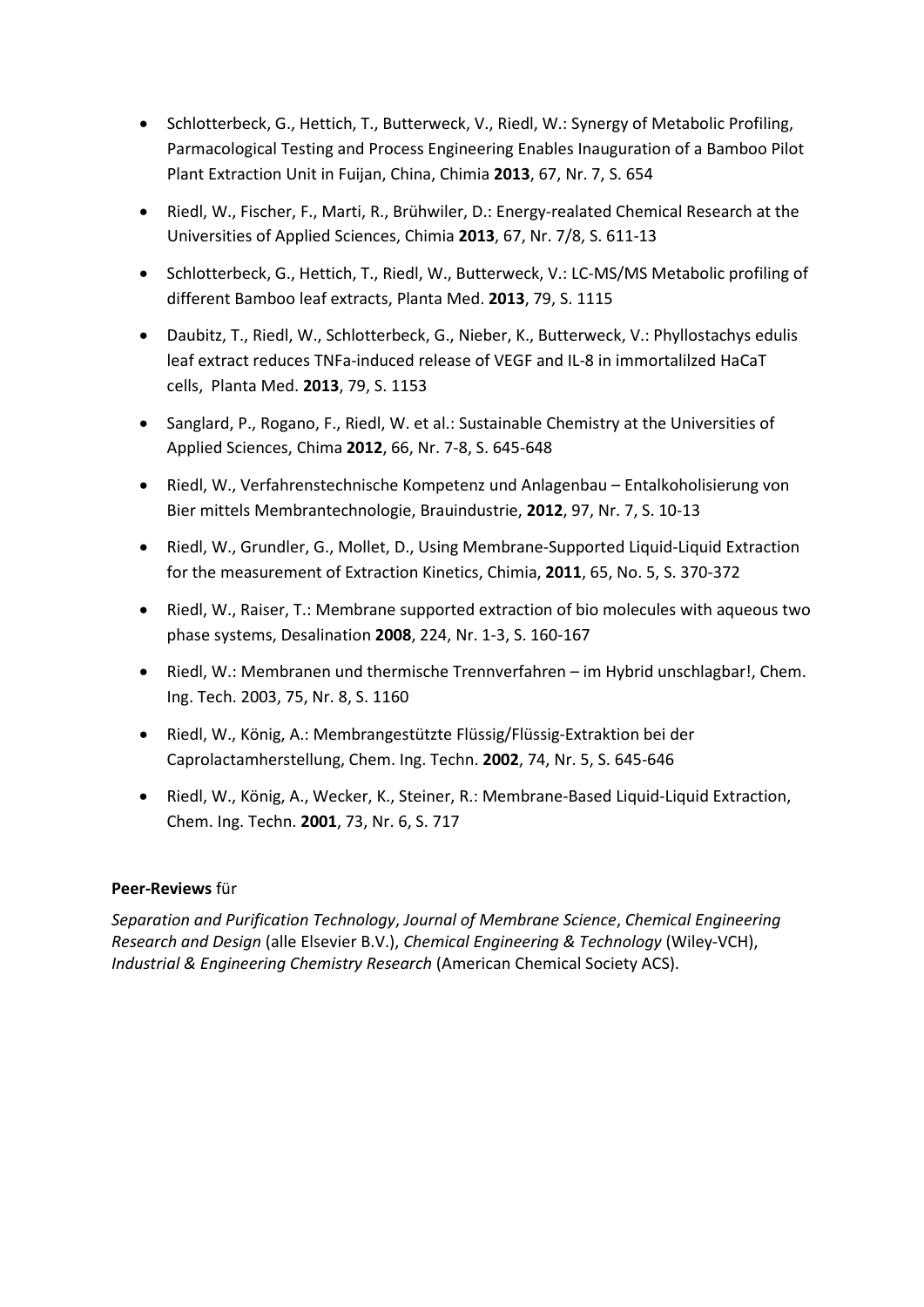- Schlotterbeck, G., Hettich, T., Butterweck, V., Riedl, W.: Synergy of Metabolic Profiling, Parmacological Testing and Process Engineering Enables Inauguration of a Bamboo Pilot Plant Extraction Unit in Fuijan, China, Chimia **2013**, 67, Nr. 7, S. 654
- Riedl, W., Fischer, F., Marti, R., Brühwiler, D.: Energy-realated Chemical Research at the Universities of Applied Sciences, Chimia **2013**, 67, Nr. 7/8, S. 611-13
- Schlotterbeck, G., Hettich, T., Riedl, W., Butterweck, V.: LC-MS/MS Metabolic profiling of different Bamboo leaf extracts, Planta Med. **2013**, 79, S. 1115
- Daubitz, T., Riedl, W., Schlotterbeck, G., Nieber, K., Butterweck, V.: Phyllostachys edulis leaf extract reduces TNFa-induced release of VEGF and IL-8 in immortalilzed HaCaT cells, Planta Med. **2013**, 79, S. 1153
- Sanglard, P., Rogano, F., Riedl, W. et al.: Sustainable Chemistry at the Universities of Applied Sciences, Chima **2012**, 66, Nr. 7-8, S. 645-648
- Riedl, W., Verfahrenstechnische Kompetenz und Anlagenbau – Entalkoholisierung von Bier mittels Membrantechnologie, Brauindustrie, **2012**, 97, Nr. 7, S. 10-13
- Riedl, W., Grundler, G., Mollet, D., Using Membrane-Supported Liquid-Liquid Extraction for the measurement of Extraction Kinetics, Chimia, **2011**, 65, No. 5, S. 370-372
- Riedl, W., Raiser, T.: Membrane supported extraction of bio molecules with aqueous two phase systems, Desalination **2008**, 224, Nr. 1-3, S. 160-167
- Riedl, W.: Membranen und thermische Trennverfahren – im Hybrid unschlagbar!, Chem. Ing. Tech. 2003, 75, Nr. 8, S. 1160
- Riedl, W., König, A.: Membrangestützte Flüssig/Flüssig-Extraktion bei der Caprolactamherstellung, Chem. Ing. Techn. **2002**, 74, Nr. 5, S. 645-646
- Riedl, W., König, A., Wecker, K., Steiner, R.: Membrane-Based Liquid-Liquid Extraction, Chem. Ing. Techn. **2001**, 73, Nr. 6, S. 717

**Peer-Reviews** für

*Separation and Purification Technology*, *Journal of Membrane Science*, *Chemical Engineering Research and Design* (alle Elsevier B.V.), *Chemical Engineering & Technology* (Wiley-VCH), *Industrial & Engineering Chemistry Research* (American Chemical Society ACS).